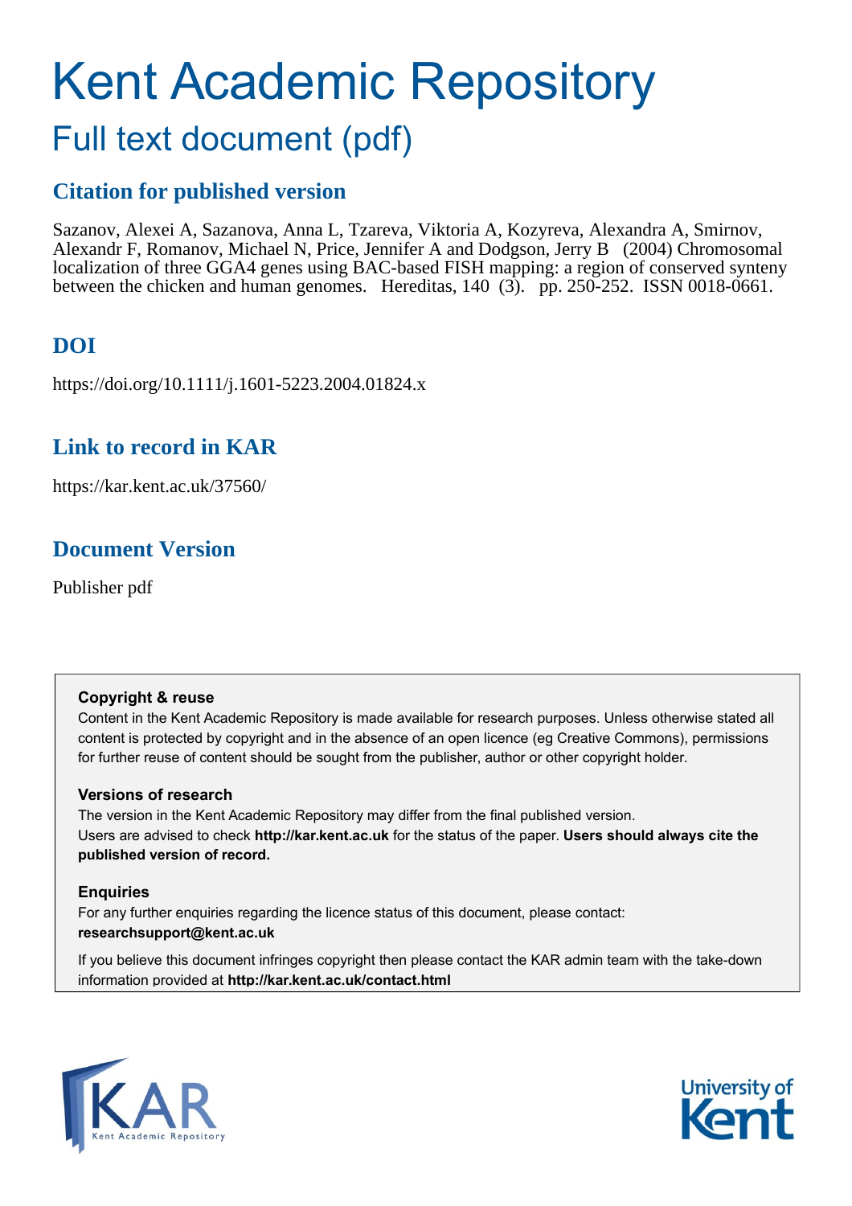# Kent Academic Repository

## Full text document (pdf)

## Citation for published version

Sazanov, Alexei A, Sazanova, Anna L, Tzareva, Viktoria A, Kozyreva, Alexandra A, Smirnov, Alexandr F, Romanov, Michael N, Price, Jennifer A and Dodgson, Jerry B (2004) Chromosomal localization of three GGA4 genes using BAC-based FISH mapping: a region of conserved synteny between the chicken and human genomes. Hereditas, 140 (3). pp. 250-252. ISSN 0018-0661.

## DOI

https://doi.org/10.1111/j.1601-5223.2004.01824.x

## Link to record in KAR

https://kar.kent.ac.uk/37560/

## Document Version

Publisher pdf

**Copyright & reuse**

Content in the Kent Academic Repository is made available for research purposes. Unless otherwise stated all content is protected by copyright and in the absence of an open licence (eg Creative Commons), permissions for further reuse of content should be sought from the publisher, author or other copyright holder.

**Versions of research**

The version in the Kent Academic Repository may differ from the final published version.
Users are advised to check **http://kar.kent.ac.uk** for the status of the paper. **Users should always cite the published version of record.**

**Enquiries**

For any further enquiries regarding the licence status of this document, please contact:
**researchsupport@kent.ac.uk**

If you believe this document infringes copyright then please contact the KAR admin team with the take-down information provided at **http://kar.kent.ac.uk/contact.html**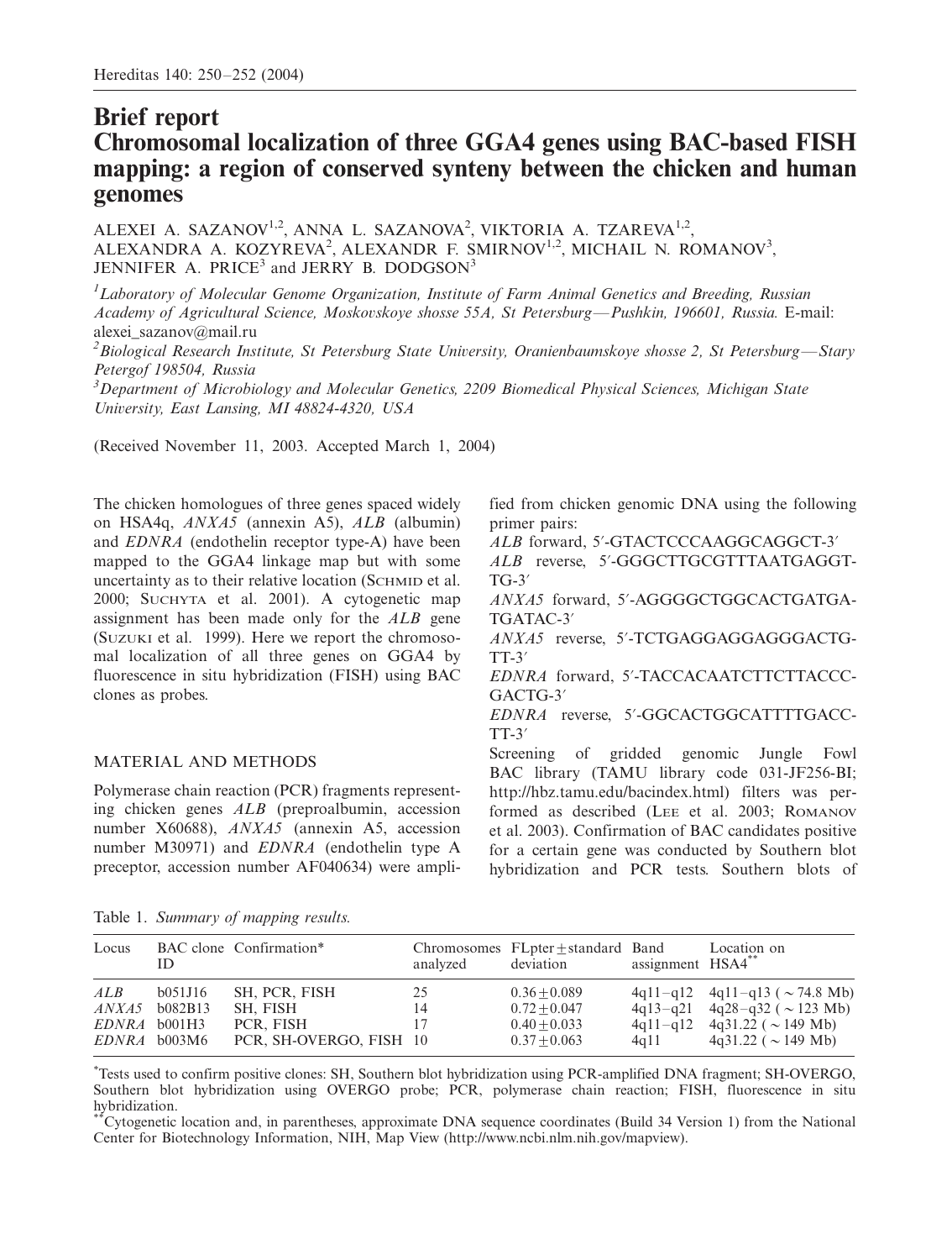Hereditas 140: 250–252 (2004)

# Brief report
# Chromosomal localization of three GGA4 genes using BAC-based FISH mapping: a region of conserved synteny between the chicken and human genomes

ALEXEI A. SAZANOV[1,2], ANNA L. SAZANOVA[2], VIKTORIA A. TZAREVA[1,2], ALEXANDRA A. KOZYREVA[2], ALEXANDR F. SMIRNOV[1,2], MICHAIL N. ROMANOV[3], JENNIFER A. PRICE[3] and JERRY B. DODGSON[3]

[1] *Laboratory of Molecular Genome Organization, Institute of Farm Animal Genetics and Breeding, Russian Academy of Agricultural Science, Moskovskoye shosse 55A, St Petersburg—Pushkin, 196601, Russia.* E-mail: alexei_sazanov@mail.ru

[2] *Biological Research Institute, St Petersburg State University, Oranienbaumskoye shosse 2, St Petersburg—Stary Petergof 198504, Russia*

[3] *Department of Microbiology and Molecular Genetics, 2209 Biomedical Physical Sciences, Michigan State University, East Lansing, MI 48824-4320, USA*

(Received November 11, 2003. Accepted March 1, 2004)

The chicken homologues of three genes spaced widely on HSA4q, *ANXA5* (annexin A5), *ALB* (albumin) and *EDNRA* (endothelin receptor type-A) have been mapped to the GGA4 linkage map but with some uncertainty as to their relative location (SCHMID et al. 2000; SUCHYTA et al. 2001). A cytogenetic map assignment has been made only for the *ALB* gene (SUZUKI et al. 1999). Here we report the chromosomal localization of all three genes on GGA4 by fluorescence in situ hybridization (FISH) using BAC clones as probes.

## MATERIAL AND METHODS

Polymerase chain reaction (PCR) fragments representing chicken genes *ALB* (preproalbumin, accession number X60688), *ANXA5* (annexin A5, accession number M30971) and *EDNRA* (endothelin type A preceptor, accession number AF040634) were amplified from chicken genomic DNA using the following primer pairs:

*ALB* forward, 5′-GTACTCCCAAGGCAGGCT-3′

*ALB* reverse, 5′-GGGCTTGCGTTTAATGAGGTTG-3′

*ANXA5* forward, 5′-AGGGGCTGGCACTGATGATGATAC-3′

*ANXA5* reverse, 5′-TCTGAGGAGGAGGGACTGTT-3′

*EDNRA* forward, 5′-TACCACAATCTTCTTACCCGACTG-3′

*EDNRA* reverse, 5′-GGCACTGGCATTTTGACCTT-3′

Screening of gridded genomic Jungle Fowl BAC library (TAMU library code 031-JF256-BI; http://hbz.tamu.edu/bacindex.html) filters was performed as described (LEE et al. 2003; ROMANOV et al. 2003). Confirmation of BAC candidates positive for a certain gene was conducted by Southern blot hybridization and PCR tests. Southern blots of

Table 1. *Summary of mapping results.*

| Locus | BAC clone ID | Confirmation* | Chromosomes analyzed | FLpter ± standard deviation | Band assignment | Location on HSA4** |
|---|---|---|---|---|---|---|
| *ALB* | b051J16 | SH, PCR, FISH | 25 | $0.36 \pm 0.089$ | 4q11–q12 | 4q11–q13 (~74.8 Mb) |
| *ANXA5* | b082B13 | SH, FISH | 14 | $0.72 \pm 0.047$ | 4q13–q21 | 4q28–q32 (~123 Mb) |
| *EDNRA* | b001H3 | PCR, FISH | 17 | $0.40 \pm 0.033$ | 4q11–q12 | 4q31.22 (~149 Mb) |
| *EDNRA* | b003M6 | PCR, SH-OVERGO, FISH | 10 | $0.37 \pm 0.063$ | 4q11 | 4q31.22 (~149 Mb) |

*Tests used to confirm positive clones: SH, Southern blot hybridization using PCR-amplified DNA fragment; SH-OVERGO, Southern blot hybridization using OVERGO probe; PCR, polymerase chain reaction; FISH, fluorescence in situ hybridization.

**Cytogenetic location and, in parentheses, approximate DNA sequence coordinates (Build 34 Version 1) from the National Center for Biotechnology Information, NIH, Map View (http://www.ncbi.nlm.nih.gov/mapview).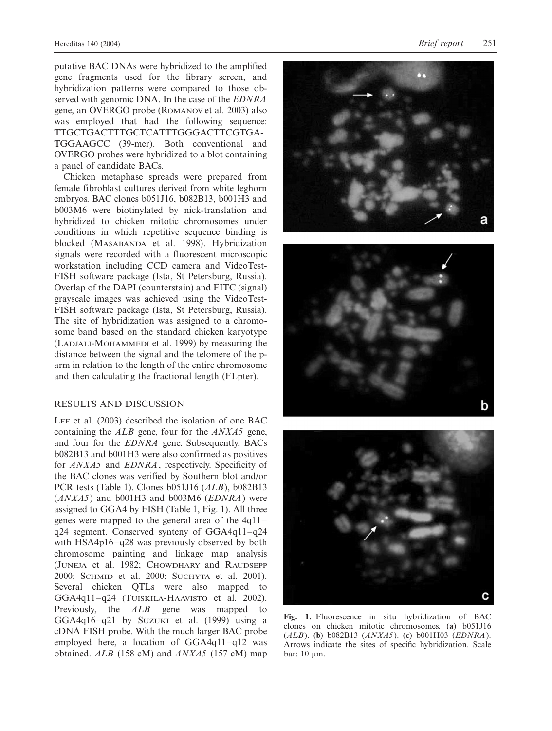putative BAC DNAs were hybridized to the amplified gene fragments used for the library screen, and hybridization patterns were compared to those observed with genomic DNA. In the case of the *EDNRA* gene, an OVERGO probe (Romanov et al. 2003) also was employed that had the following sequence: TTGCTGACTTTGCTCATTTGGGACTTCGTGA-TGGAAGCC (39-mer). Both conventional and OVERGO probes were hybridized to a blot containing a panel of candidate BACs.

Chicken metaphase spreads were prepared from female fibroblast cultures derived from white leghorn embryos. BAC clones b051J16, b082B13, b001H3 and b003M6 were biotinylated by nick-translation and hybridized to chicken mitotic chromosomes under conditions in which repetitive sequence binding is blocked (Masabanda et al. 1998). Hybridization signals were recorded with a fluorescent microscopic workstation including CCD camera and VideoTest-FISH software package (Ista, St Petersburg, Russia). Overlap of the DAPI (counterstain) and FITC (signal) grayscale images was achieved using the VideoTest-FISH software package (Ista, St Petersburg, Russia). The site of hybridization was assigned to a chromosome band based on the standard chicken karyotype (Ladjali-Mohammedi et al. 1999) by measuring the distance between the signal and the telomere of the p-arm in relation to the length of the entire chromosome and then calculating the fractional length (FLpter).

## RESULTS AND DISCUSSION

Lee et al. (2003) described the isolation of one BAC containing the *ALB* gene, four for the *ANXA5* gene, and four for the *EDNRA* gene. Subsequently, BACs b082B13 and b001H3 were also confirmed as positives for *ANXA5* and *EDNRA*, respectively. Specificity of the BAC clones was verified by Southern blot and/or PCR tests (Table 1). Clones b051J16 (*ALB*), b082B13 (*ANXA5*) and b001H3 and b003M6 (*EDNRA*) were assigned to GGA4 by FISH (Table 1, Fig. 1). All three genes were mapped to the general area of the 4q11–q24 segment. Conserved synteny of GGA4q11–q24 with HSA4p16–q28 was previously observed by both chromosome painting and linkage map analysis (Juneja et al. 1982; Chowdhary and Raudsepp 2000; Schmid et al. 2000; Suchyta et al. 2001). Several chicken QTLs were also mapped to GGA4q11–q24 (Tuiskila-Haavisto et al. 2002). Previously, the *ALB* gene was mapped to GGA4q16–q21 by Suzuki et al. (1999) using a cDNA FISH probe. With the much larger BAC probe employed here, a location of GGA4q11–q12 was obtained. *ALB* (158 cM) and *ANXA5* (157 cM) map

**Fig. 1.** Fluorescence in situ hybridization of BAC clones on chicken mitotic chromosomes. (**a**) b051J16 (*ALB*). (**b**) b082B13 (*ANXA5*). (**c**) b001H03 (*EDNRA*). Arrows indicate the sites of specific hybridization. Scale bar: 10 μm.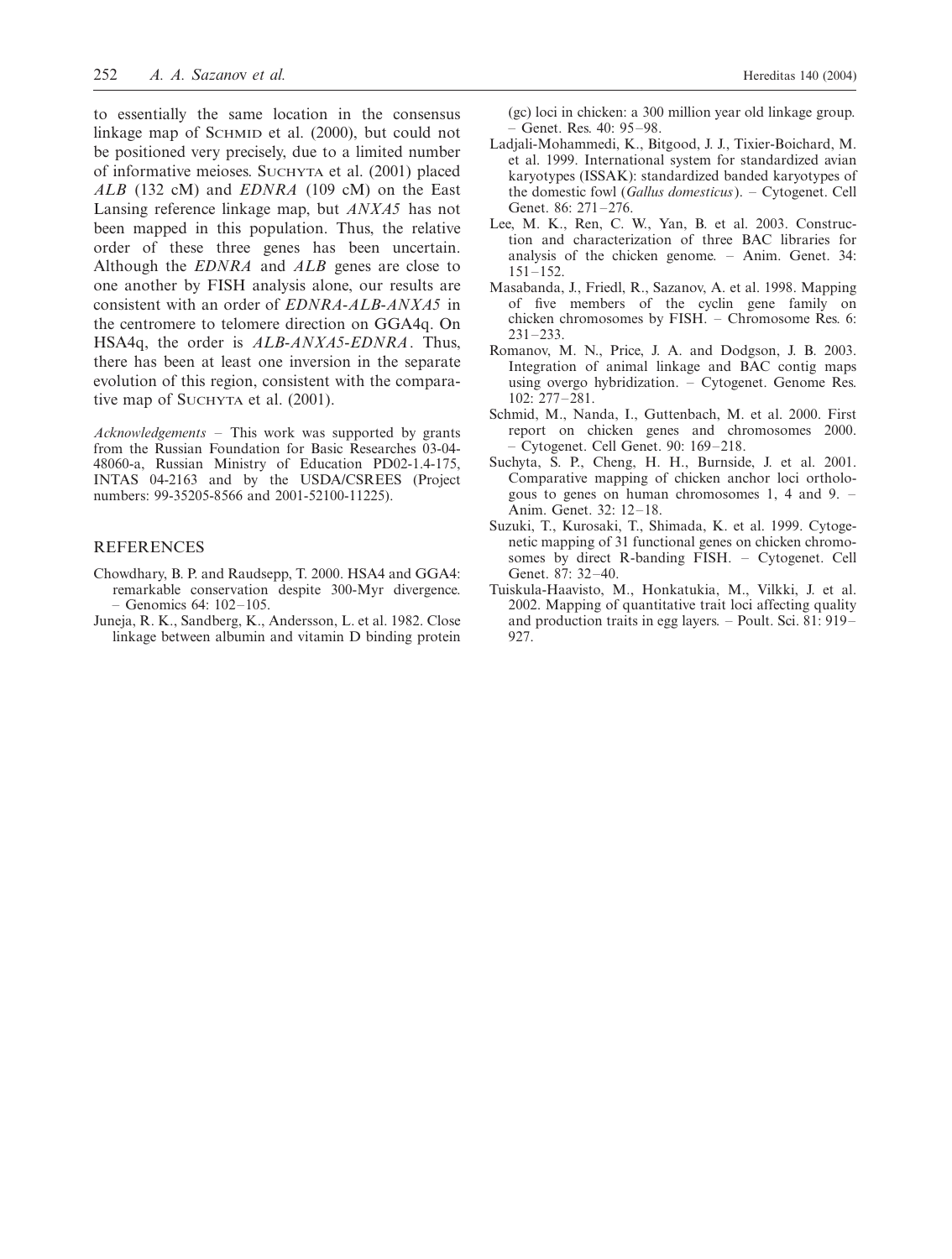to essentially the same location in the consensus linkage map of Schmid et al. (2000), but could not be positioned very precisely, due to a limited number of informative meioses. Suchyta et al. (2001) placed *ALB* (132 cM) and *EDNRA* (109 cM) on the East Lansing reference linkage map, but *ANXA5* has not been mapped in this population. Thus, the relative order of these three genes has been uncertain. Although the *EDNRA* and *ALB* genes are close to one another by FISH analysis alone, our results are consistent with an order of *EDNRA-ALB-ANXA5* in the centromere to telomere direction on GGA4q. On HSA4q, the order is *ALB-ANXA5-EDNRA*. Thus, there has been at least one inversion in the separate evolution of this region, consistent with the comparative map of Suchyta et al. (2001).

*Acknowledgements* – This work was supported by grants from the Russian Foundation for Basic Researches 03-04-48060-a, Russian Ministry of Education PD02-1.4-175, INTAS 04-2163 and by the USDA/CSREES (Project numbers: 99-35205-8566 and 2001-52100-11225).

## REFERENCES

Chowdhary, B. P. and Raudsepp, T. 2000. HSA4 and GGA4: remarkable conservation despite 300-Myr divergence. – Genomics 64: 102–105.

Juneja, R. K., Sandberg, K., Andersson, L. et al. 1982. Close linkage between albumin and vitamin D binding protein (gc) loci in chicken: a 300 million year old linkage group. – Genet. Res. 40: 95–98.

Ladjali-Mohammedi, K., Bitgood, J. J., Tixier-Boichard, M. et al. 1999. International system for standardized avian karyotypes (ISSAK): standardized banded karyotypes of the domestic fowl (*Gallus domesticus*). – Cytogenet. Cell Genet. 86: 271–276.

Lee, M. K., Ren, C. W., Yan, B. et al. 2003. Construction and characterization of three BAC libraries for analysis of the chicken genome. – Anim. Genet. 34: 151–152.

Masabanda, J., Friedl, R., Sazanov, A. et al. 1998. Mapping of five members of the cyclin gene family on chicken chromosomes by FISH. – Chromosome Res. 6: 231–233.

Romanov, M. N., Price, J. A. and Dodgson, J. B. 2003. Integration of animal linkage and BAC contig maps using overgo hybridization. – Cytogenet. Genome Res. 102: 277–281.

Schmid, M., Nanda, I., Guttenbach, M. et al. 2000. First report on chicken genes and chromosomes 2000. – Cytogenet. Cell Genet. 90: 169–218.

Suchyta, S. P., Cheng, H. H., Burnside, J. et al. 2001. Comparative mapping of chicken anchor loci orthologous to genes on human chromosomes 1, 4 and 9. – Anim. Genet. 32: 12–18.

Suzuki, T., Kurosaki, T., Shimada, K. et al. 1999. Cytogenetic mapping of 31 functional genes on chicken chromosomes by direct R-banding FISH. – Cytogenet. Cell Genet. 87: 32–40.

Tuiskula-Haavisto, M., Honkatukia, M., Vilkki, J. et al. 2002. Mapping of quantitative trait loci affecting quality and production traits in egg layers. – Poult. Sci. 81: 919–927.